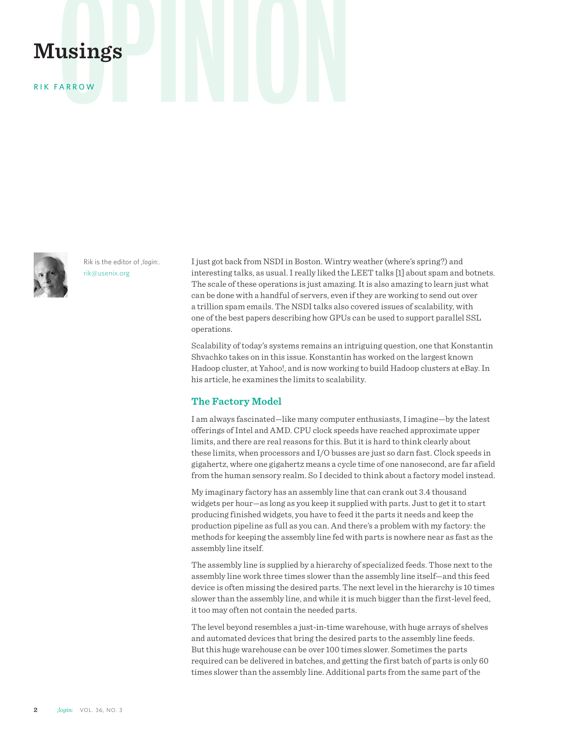# Musings

RIK FARROW

Rik is the editor of *;login:*.
rik@usenix.org

I just got back from NSDI in Boston. Wintry weather (where's spring?) and interesting talks, as usual. I really liked the LEET talks [1] about spam and botnets. The scale of these operations is just amazing. It is also amazing to learn just what can be done with a handful of servers, even if they are working to send out over a trillion spam emails. The NSDI talks also covered issues of scalability, with one of the best papers describing how GPUs can be used to support parallel SSL operations.

Scalability of today's systems remains an intriguing question, one that Konstantin Shvachko takes on in this issue. Konstantin has worked on the largest known Hadoop cluster, at Yahoo!, and is now working to build Hadoop clusters at eBay. In his article, he examines the limits to scalability.

## The Factory Model

I am always fascinated—like many computer enthusiasts, I imagine—by the latest offerings of Intel and AMD. CPU clock speeds have reached approximate upper limits, and there are real reasons for this. But it is hard to think clearly about these limits, when processors and I/O busses are just so darn fast. Clock speeds in gigahertz, where one gigahertz means a cycle time of one nanosecond, are far afield from the human sensory realm. So I decided to think about a factory model instead.

My imaginary factory has an assembly line that can crank out 3.4 thousand widgets per hour—as long as you keep it supplied with parts. Just to get it to start producing finished widgets, you have to feed it the parts it needs and keep the production pipeline as full as you can. And there's a problem with my factory: the methods for keeping the assembly line fed with parts is nowhere near as fast as the assembly line itself.

The assembly line is supplied by a hierarchy of specialized feeds. Those next to the assembly line work three times slower than the assembly line itself—and this feed device is often missing the desired parts. The next level in the hierarchy is 10 times slower than the assembly line, and while it is much bigger than the first-level feed, it too may often not contain the needed parts.

The level beyond resembles a just-in-time warehouse, with huge arrays of shelves and automated devices that bring the desired parts to the assembly line feeds. But this huge warehouse can be over 100 times slower. Sometimes the parts required can be delivered in batches, and getting the first batch of parts is only 60 times slower than the assembly line. Additional parts from the same part of the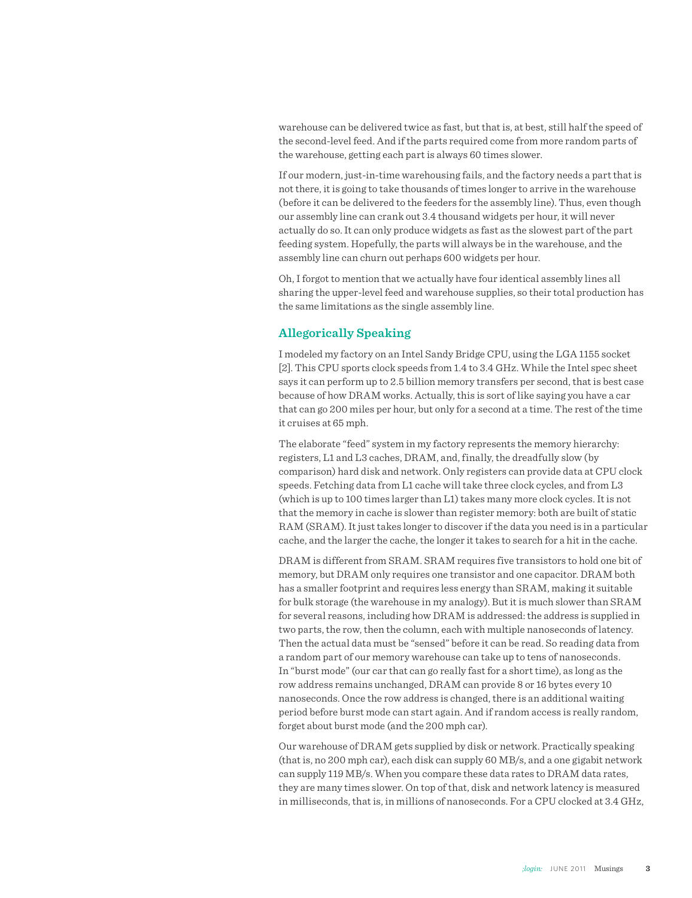warehouse can be delivered twice as fast, but that is, at best, still half the speed of the second-level feed. And if the parts required come from more random parts of the warehouse, getting each part is always 60 times slower.

If our modern, just-in-time warehousing fails, and the factory needs a part that is not there, it is going to take thousands of times longer to arrive in the warehouse (before it can be delivered to the feeders for the assembly line). Thus, even though our assembly line can crank out 3.4 thousand widgets per hour, it will never actually do so. It can only produce widgets as fast as the slowest part of the part feeding system. Hopefully, the parts will always be in the warehouse, and the assembly line can churn out perhaps 600 widgets per hour.

Oh, I forgot to mention that we actually have four identical assembly lines all sharing the upper-level feed and warehouse supplies, so their total production has the same limitations as the single assembly line.

## Allegorically Speaking

I modeled my factory on an Intel Sandy Bridge CPU, using the LGA 1155 socket [2]. This CPU sports clock speeds from 1.4 to 3.4 GHz. While the Intel spec sheet says it can perform up to 2.5 billion memory transfers per second, that is best case because of how DRAM works. Actually, this is sort of like saying you have a car that can go 200 miles per hour, but only for a second at a time. The rest of the time it cruises at 65 mph.

The elaborate "feed" system in my factory represents the memory hierarchy: registers, L1 and L3 caches, DRAM, and, finally, the dreadfully slow (by comparison) hard disk and network. Only registers can provide data at CPU clock speeds. Fetching data from L1 cache will take three clock cycles, and from L3 (which is up to 100 times larger than L1) takes many more clock cycles. It is not that the memory in cache is slower than register memory: both are built of static RAM (SRAM). It just takes longer to discover if the data you need is in a particular cache, and the larger the cache, the longer it takes to search for a hit in the cache.

DRAM is different from SRAM. SRAM requires five transistors to hold one bit of memory, but DRAM only requires one transistor and one capacitor. DRAM both has a smaller footprint and requires less energy than SRAM, making it suitable for bulk storage (the warehouse in my analogy). But it is much slower than SRAM for several reasons, including how DRAM is addressed: the address is supplied in two parts, the row, then the column, each with multiple nanoseconds of latency. Then the actual data must be "sensed" before it can be read. So reading data from a random part of our memory warehouse can take up to tens of nanoseconds. In "burst mode" (our car that can go really fast for a short time), as long as the row address remains unchanged, DRAM can provide 8 or 16 bytes every 10 nanoseconds. Once the row address is changed, there is an additional waiting period before burst mode can start again. And if random access is really random, forget about burst mode (and the 200 mph car).

Our warehouse of DRAM gets supplied by disk or network. Practically speaking (that is, no 200 mph car), each disk can supply 60 MB/s, and a one gigabit network can supply 119 MB/s. When you compare these data rates to DRAM data rates, they are many times slower. On top of that, disk and network latency is measured in milliseconds, that is, in millions of nanoseconds. For a CPU clocked at 3.4 GHz,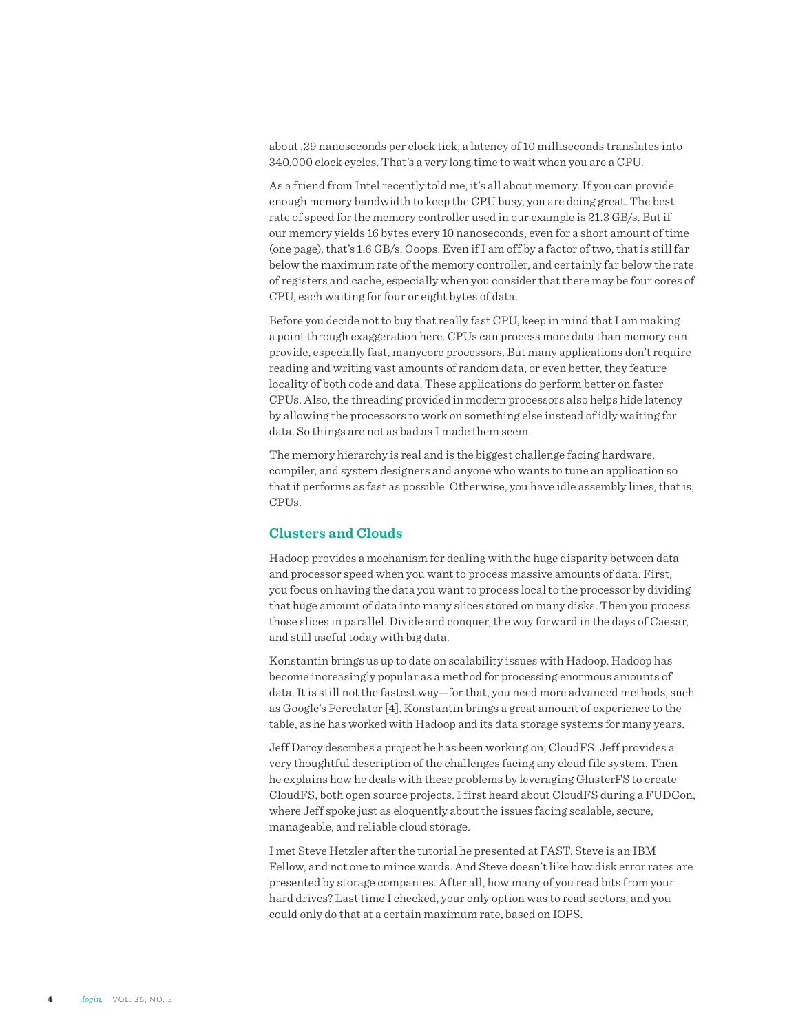about .29 nanoseconds per clock tick, a latency of 10 milliseconds translates into 340,000 clock cycles. That's a very long time to wait when you are a CPU.

As a friend from Intel recently told me, it's all about memory. If you can provide enough memory bandwidth to keep the CPU busy, you are doing great. The best rate of speed for the memory controller used in our example is 21.3 GB/s. But if our memory yields 16 bytes every 10 nanoseconds, even for a short amount of time (one page), that's 1.6 GB/s. Ooops. Even if I am off by a factor of two, that is still far below the maximum rate of the memory controller, and certainly far below the rate of registers and cache, especially when you consider that there may be four cores of CPU, each waiting for four or eight bytes of data.

Before you decide not to buy that really fast CPU, keep in mind that I am making a point through exaggeration here. CPUs can process more data than memory can provide, especially fast, manycore processors. But many applications don't require reading and writing vast amounts of random data, or even better, they feature locality of both code and data. These applications do perform better on faster CPUs. Also, the threading provided in modern processors also helps hide latency by allowing the processors to work on something else instead of idly waiting for data. So things are not as bad as I made them seem.

The memory hierarchy is real and is the biggest challenge facing hardware, compiler, and system designers and anyone who wants to tune an application so that it performs as fast as possible. Otherwise, you have idle assembly lines, that is, CPUs.

## Clusters and Clouds

Hadoop provides a mechanism for dealing with the huge disparity between data and processor speed when you want to process massive amounts of data. First, you focus on having the data you want to process local to the processor by dividing that huge amount of data into many slices stored on many disks. Then you process those slices in parallel. Divide and conquer, the way forward in the days of Caesar, and still useful today with big data.

Konstantin brings us up to date on scalability issues with Hadoop. Hadoop has become increasingly popular as a method for processing enormous amounts of data. It is still not the fastest way—for that, you need more advanced methods, such as Google's Percolator [4]. Konstantin brings a great amount of experience to the table, as he has worked with Hadoop and its data storage systems for many years.

Jeff Darcy describes a project he has been working on, CloudFS. Jeff provides a very thoughtful description of the challenges facing any cloud file system. Then he explains how he deals with these problems by leveraging GlusterFS to create CloudFS, both open source projects. I first heard about CloudFS during a FUDCon, where Jeff spoke just as eloquently about the issues facing scalable, secure, manageable, and reliable cloud storage.

I met Steve Hetzler after the tutorial he presented at FAST. Steve is an IBM Fellow, and not one to mince words. And Steve doesn't like how disk error rates are presented by storage companies. After all, how many of you read bits from your hard drives? Last time I checked, your only option was to read sectors, and you could only do that at a certain maximum rate, based on IOPS.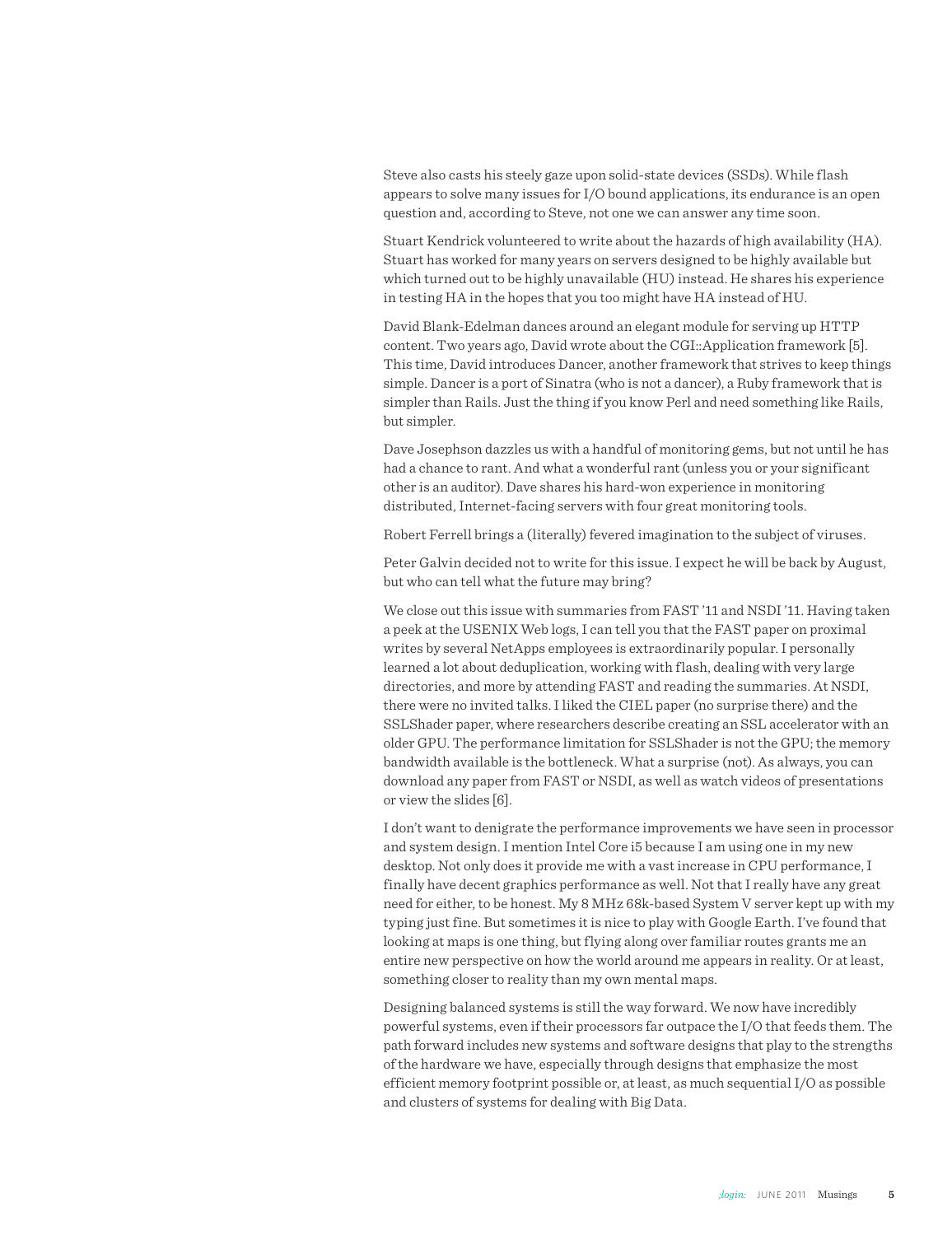Steve also casts his steely gaze upon solid-state devices (SSDs). While flash appears to solve many issues for I/O bound applications, its endurance is an open question and, according to Steve, not one we can answer any time soon.

Stuart Kendrick volunteered to write about the hazards of high availability (HA). Stuart has worked for many years on servers designed to be highly available but which turned out to be highly unavailable (HU) instead. He shares his experience in testing HA in the hopes that you too might have HA instead of HU.

David Blank-Edelman dances around an elegant module for serving up HTTP content. Two years ago, David wrote about the CGI::Application framework [5]. This time, David introduces Dancer, another framework that strives to keep things simple. Dancer is a port of Sinatra (who is not a dancer), a Ruby framework that is simpler than Rails. Just the thing if you know Perl and need something like Rails, but simpler.

Dave Josephson dazzles us with a handful of monitoring gems, but not until he has had a chance to rant. And what a wonderful rant (unless you or your significant other is an auditor). Dave shares his hard-won experience in monitoring distributed, Internet-facing servers with four great monitoring tools.

Robert Ferrell brings a (literally) fevered imagination to the subject of viruses.

Peter Galvin decided not to write for this issue. I expect he will be back by August, but who can tell what the future may bring?

We close out this issue with summaries from FAST '11 and NSDI '11. Having taken a peek at the USENIX Web logs, I can tell you that the FAST paper on proximal writes by several NetApps employees is extraordinarily popular. I personally learned a lot about deduplication, working with flash, dealing with very large directories, and more by attending FAST and reading the summaries. At NSDI, there were no invited talks. I liked the CIEL paper (no surprise there) and the SSLShader paper, where researchers describe creating an SSL accelerator with an older GPU. The performance limitation for SSLShader is not the GPU; the memory bandwidth available is the bottleneck. What a surprise (not). As always, you can download any paper from FAST or NSDI, as well as watch videos of presentations or view the slides [6].

I don't want to denigrate the performance improvements we have seen in processor and system design. I mention Intel Core i5 because I am using one in my new desktop. Not only does it provide me with a vast increase in CPU performance, I finally have decent graphics performance as well. Not that I really have any great need for either, to be honest. My 8 MHz 68k-based System V server kept up with my typing just fine. But sometimes it is nice to play with Google Earth. I've found that looking at maps is one thing, but flying along over familiar routes grants me an entire new perspective on how the world around me appears in reality. Or at least, something closer to reality than my own mental maps.

Designing balanced systems is still the way forward. We now have incredibly powerful systems, even if their processors far outpace the I/O that feeds them. The path forward includes new systems and software designs that play to the strengths of the hardware we have, especially through designs that emphasize the most efficient memory footprint possible or, at least, as much sequential I/O as possible and clusters of systems for dealing with Big Data.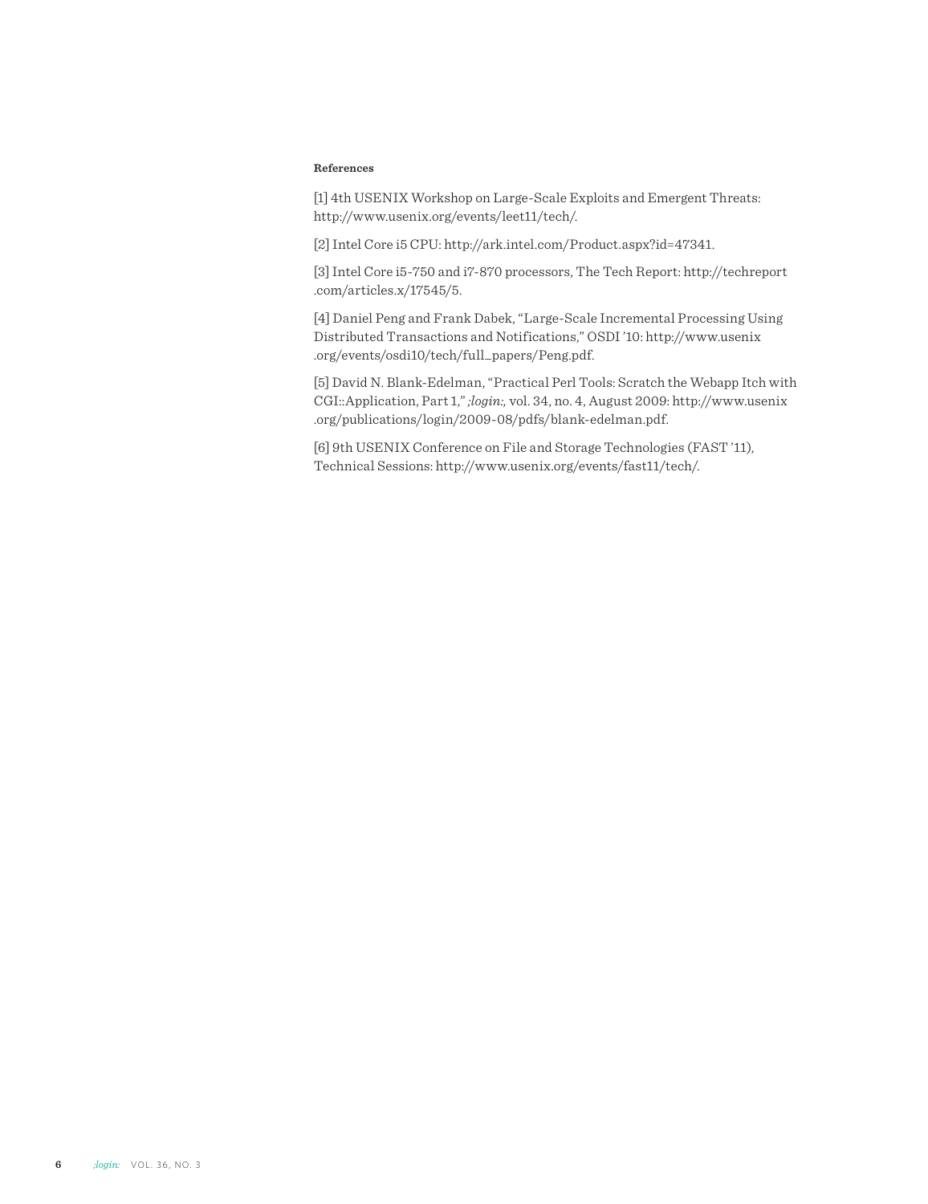**References**

[1] 4th USENIX Workshop on Large-Scale Exploits and Emergent Threats: http://www.usenix.org/events/leet11/tech/.

[2] Intel Core i5 CPU: http://ark.intel.com/Product.aspx?id=47341.

[3] Intel Core i5-750 and i7-870 processors, The Tech Report: http://techreport.com/articles.x/17545/5.

[4] Daniel Peng and Frank Dabek, "Large-Scale Incremental Processing Using Distributed Transactions and Notifications," OSDI '10: http://www.usenix.org/events/osdi10/tech/full_papers/Peng.pdf.

[5] David N. Blank-Edelman, "Practical Perl Tools: Scratch the Webapp Itch with CGI::Application, Part 1," *;login:,* vol. 34, no. 4, August 2009: http://www.usenix.org/publications/login/2009-08/pdfs/blank-edelman.pdf.

[6] 9th USENIX Conference on File and Storage Technologies (FAST '11), Technical Sessions: http://www.usenix.org/events/fast11/tech/.